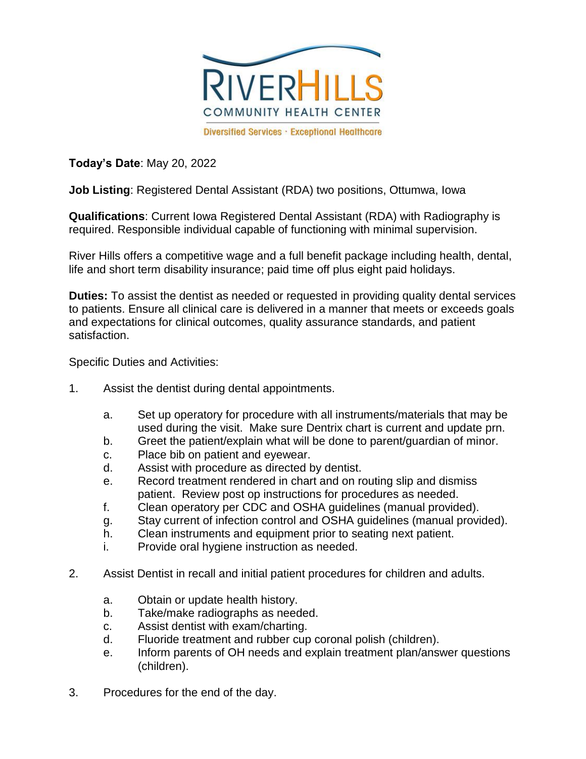RIVERHILLS
COMMUNITY HEALTH CENTER
Diversified Services · Exceptional Healthcare

**Today's Date**: May 20, 2022

**Job Listing**: Registered Dental Assistant (RDA) two positions, Ottumwa, Iowa

**Qualifications**: Current Iowa Registered Dental Assistant (RDA) with Radiography is required. Responsible individual capable of functioning with minimal supervision.

River Hills offers a competitive wage and a full benefit package including health, dental, life and short term disability insurance; paid time off plus eight paid holidays.

**Duties:** To assist the dentist as needed or requested in providing quality dental services to patients. Ensure all clinical care is delivered in a manner that meets or exceeds goals and expectations for clinical outcomes, quality assurance standards, and patient satisfaction.

Specific Duties and Activities:

1. Assist the dentist during dental appointments.
   a. Set up operatory for procedure with all instruments/materials that may be used during the visit. Make sure Dentrix chart is current and update prn.
   b. Greet the patient/explain what will be done to parent/guardian of minor.
   c. Place bib on patient and eyewear.
   d. Assist with procedure as directed by dentist.
   e. Record treatment rendered in chart and on routing slip and dismiss patient. Review post op instructions for procedures as needed.
   f. Clean operatory per CDC and OSHA guidelines (manual provided).
   g. Stay current of infection control and OSHA guidelines (manual provided).
   h. Clean instruments and equipment prior to seating next patient.
   i. Provide oral hygiene instruction as needed.

2. Assist Dentist in recall and initial patient procedures for children and adults.
   a. Obtain or update health history.
   b. Take/make radiographs as needed.
   c. Assist dentist with exam/charting.
   d. Fluoride treatment and rubber cup coronal polish (children).
   e. Inform parents of OH needs and explain treatment plan/answer questions (children).

3. Procedures for the end of the day.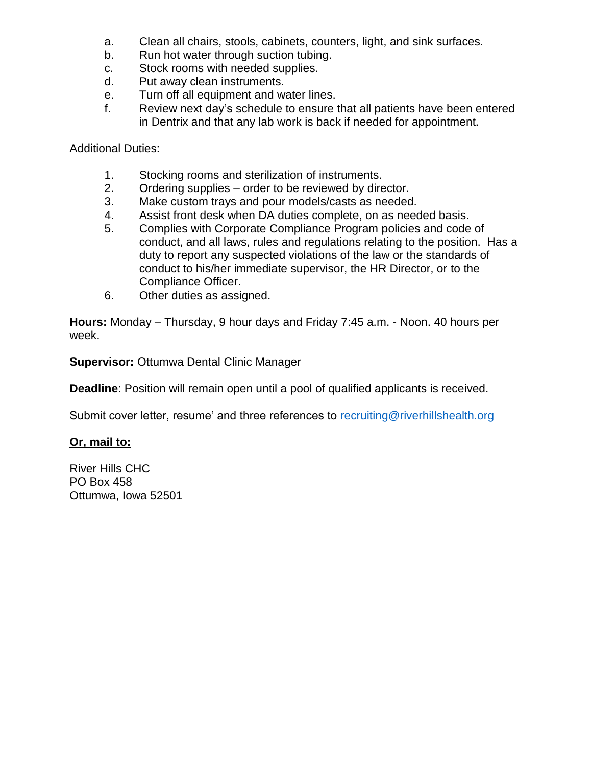a. Clean all chairs, stools, cabinets, counters, light, and sink surfaces.
b. Run hot water through suction tubing.
c. Stock rooms with needed supplies.
d. Put away clean instruments.
e. Turn off all equipment and water lines.
f. Review next day's schedule to ensure that all patients have been entered in Dentrix and that any lab work is back if needed for appointment.

Additional Duties:

1. Stocking rooms and sterilization of instruments.
2. Ordering supplies – order to be reviewed by director.
3. Make custom trays and pour models/casts as needed.
4. Assist front desk when DA duties complete, on as needed basis.
5. Complies with Corporate Compliance Program policies and code of conduct, and all laws, rules and regulations relating to the position. Has a duty to report any suspected violations of the law or the standards of conduct to his/her immediate supervisor, the HR Director, or to the Compliance Officer.
6. Other duties as assigned.

**Hours:** Monday – Thursday, 9 hour days and Friday 7:45 a.m. - Noon. 40 hours per week.

**Supervisor:** Ottumwa Dental Clinic Manager

**Deadline**: Position will remain open until a pool of qualified applicants is received.

Submit cover letter, resume' and three references to recruiting@riverhillshealth.org

**Or, mail to:**

River Hills CHC
PO Box 458
Ottumwa, Iowa 52501